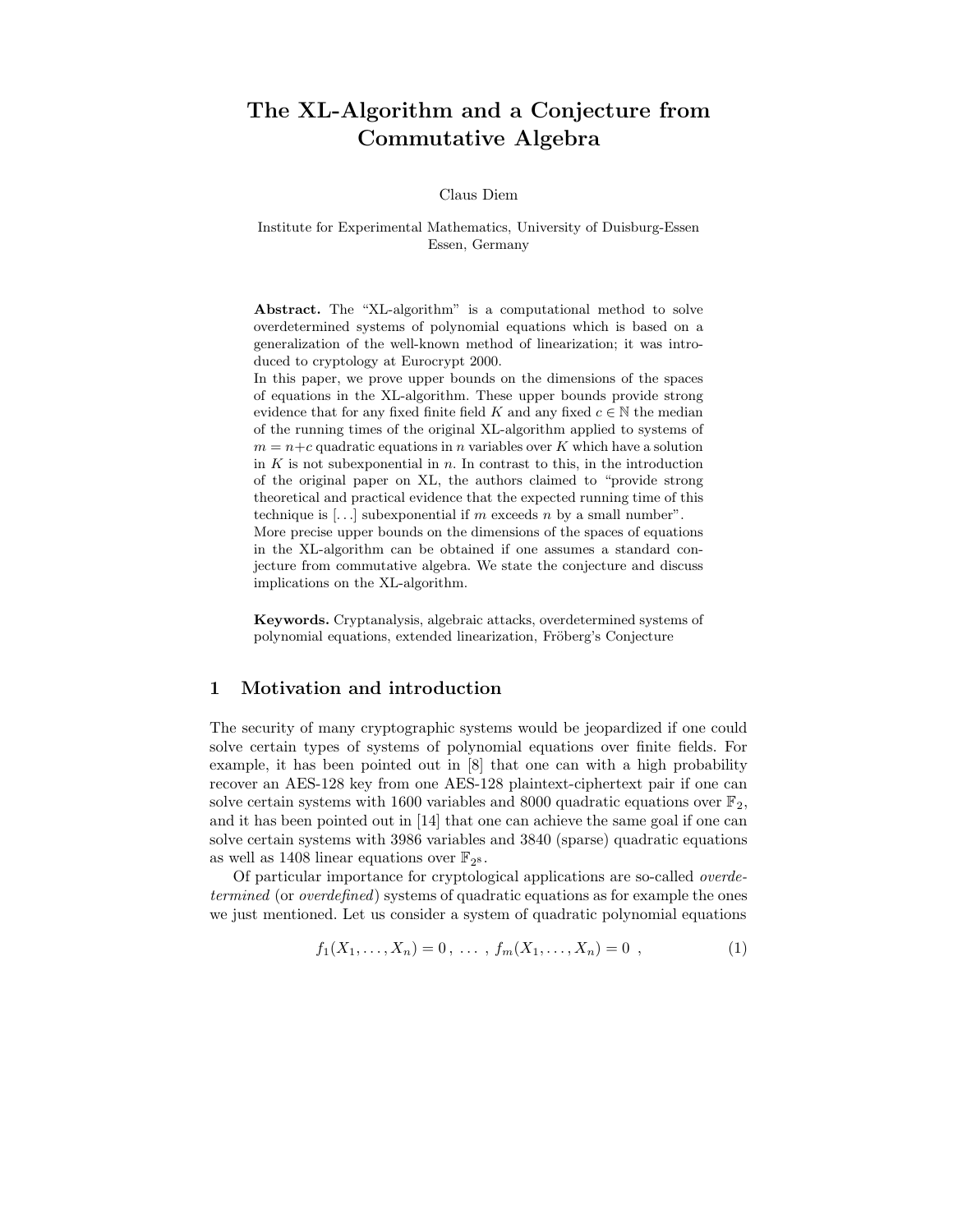# The XL-Algorithm and a Conjecture from Commutative Algebra

Claus Diem

Institute for Experimental Mathematics, University of Duisburg-Essen
Essen, Germany

**Abstract.** The "XL-algorithm" is a computational method to solve overdetermined systems of polynomial equations which is based on a generalization of the well-known method of linearization; it was introduced to cryptology at Eurocrypt 2000.
In this paper, we prove upper bounds on the dimensions of the spaces of equations in the XL-algorithm. These upper bounds provide strong evidence that for any fixed finite field $K$ and any fixed $c \in \mathbb{N}$ the median of the running times of the original XL-algorithm applied to systems of $m = n+c$ quadratic equations in $n$ variables over $K$ which have a solution in $K$ is not subexponential in $n$. In contrast to this, in the introduction of the original paper on XL, the authors claimed to "provide strong theoretical and practical evidence that the expected running time of this technique is [...] subexponential if $m$ exceeds $n$ by a small number".
More precise upper bounds on the dimensions of the spaces of equations in the XL-algorithm can be obtained if one assumes a standard conjecture from commutative algebra. We state the conjecture and discuss implications on the XL-algorithm.

**Keywords.** Cryptanalysis, algebraic attacks, overdetermined systems of polynomial equations, extended linearization, Fröberg's Conjecture

## 1 Motivation and introduction

The security of many cryptographic systems would be jeopardized if one could solve certain types of systems of polynomial equations over finite fields. For example, it has been pointed out in [8] that one can with a high probability recover an AES-128 key from one AES-128 plaintext-ciphertext pair if one can solve certain systems with 1600 variables and 8000 quadratic equations over $\mathbb{F}_2$, and it has been pointed out in [14] that one can achieve the same goal if one can solve certain systems with 3986 variables and 3840 (sparse) quadratic equations as well as 1408 linear equations over $\mathbb{F}_{2^8}$.

Of particular importance for cryptological applications are so-called *overdetermined* (or *overdefined*) systems of quadratic equations as for example the ones we just mentioned. Let us consider a system of quadratic polynomial equations

$$f_1(X_1, \ldots, X_n) = 0\,,\ \ldots\ ,\ f_m(X_1, \ldots, X_n) = 0\ \ , \tag{1}$$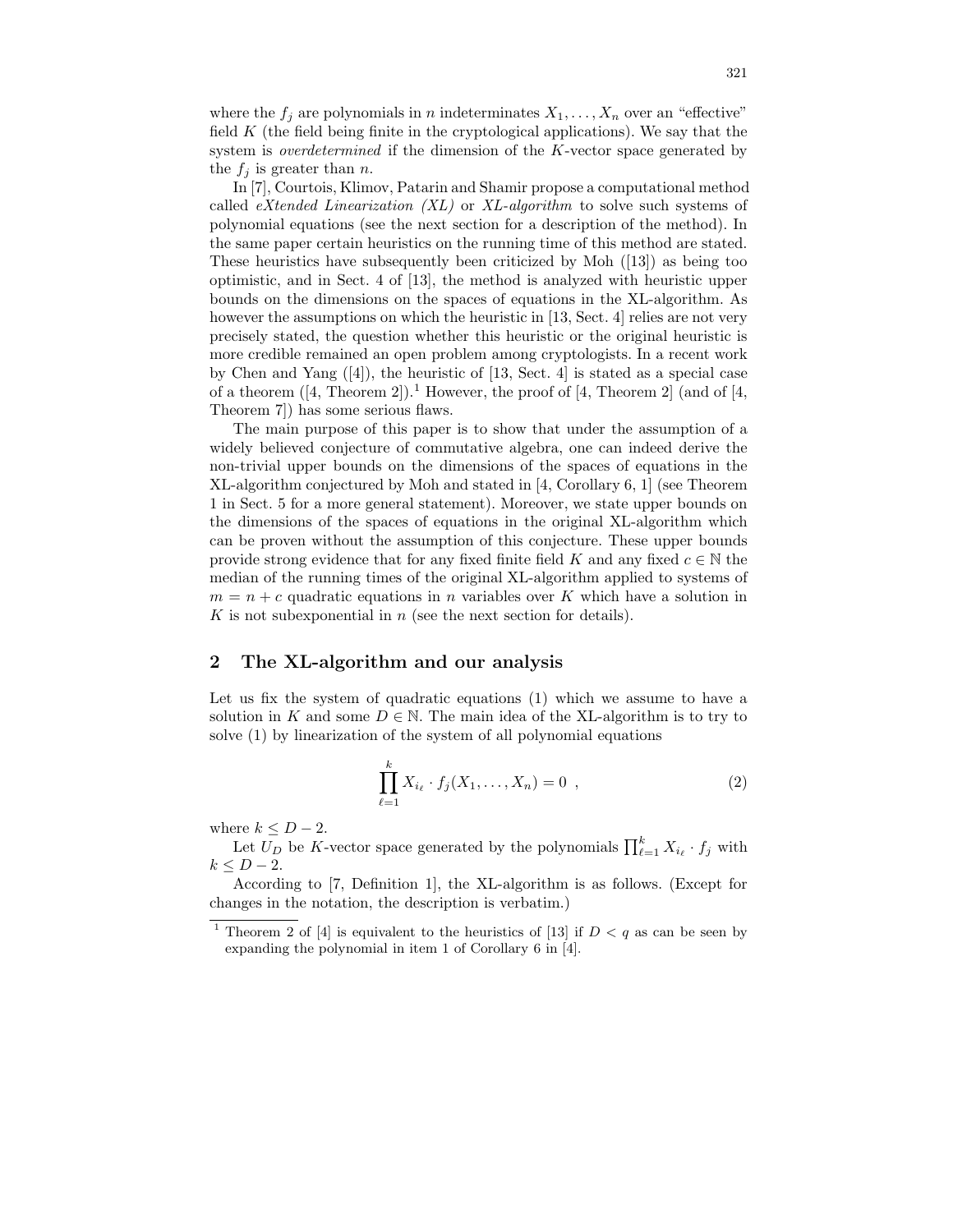where the $f_j$ are polynomials in $n$ indeterminates $X_1, \ldots, X_n$ over an "effective" field $K$ (the field being finite in the cryptological applications). We say that the system is *overdetermined* if the dimension of the $K$-vector space generated by the $f_j$ is greater than $n$.

In [7], Courtois, Klimov, Patarin and Shamir propose a computational method called *eXtended Linearization (XL)* or *XL-algorithm* to solve such systems of polynomial equations (see the next section for a description of the method). In the same paper certain heuristics on the running time of this method are stated. These heuristics have subsequently been criticized by Moh ([13]) as being too optimistic, and in Sect. 4 of [13], the method is analyzed with heuristic upper bounds on the dimensions on the spaces of equations in the XL-algorithm. As however the assumptions on which the heuristic in [13, Sect. 4] relies are not very precisely stated, the question whether this heuristic or the original heuristic is more credible remained an open problem among cryptologists. In a recent work by Chen and Yang ([4]), the heuristic of [13, Sect. 4] is stated as a special case of a theorem ([4, Theorem 2]).[1] However, the proof of [4, Theorem 2] (and of [4, Theorem 7]) has some serious flaws.

The main purpose of this paper is to show that under the assumption of a widely believed conjecture of commutative algebra, one can indeed derive the non-trivial upper bounds on the dimensions of the spaces of equations in the XL-algorithm conjectured by Moh and stated in [4, Corollary 6, 1] (see Theorem 1 in Sect. 5 for a more general statement). Moreover, we state upper bounds on the dimensions of the spaces of equations in the original XL-algorithm which can be proven without the assumption of this conjecture. These upper bounds provide strong evidence that for any fixed finite field $K$ and any fixed $c \in \mathbb{N}$ the median of the running times of the original XL-algorithm applied to systems of $m = n + c$ quadratic equations in $n$ variables over $K$ which have a solution in $K$ is not subexponential in $n$ (see the next section for details).

## 2 The XL-algorithm and our analysis

Let us fix the system of quadratic equations (1) which we assume to have a solution in $K$ and some $D \in \mathbb{N}$. The main idea of the XL-algorithm is to try to solve (1) by linearization of the system of all polynomial equations

$$\prod_{\ell=1}^{k} X_{i_\ell} \cdot f_j(X_1, \ldots, X_n) = 0 \ , \tag{2}$$

where $k \leq D - 2$.

Let $U_D$ be $K$-vector space generated by the polynomials $\prod_{\ell=1}^{k} X_{i_\ell} \cdot f_j$ with $k \leq D - 2$.

According to [7, Definition 1], the XL-algorithm is as follows. (Except for changes in the notation, the description is verbatim.)

---

[1] Theorem 2 of [4] is equivalent to the heuristics of [13] if $D < q$ as can be seen by expanding the polynomial in item 1 of Corollary 6 in [4].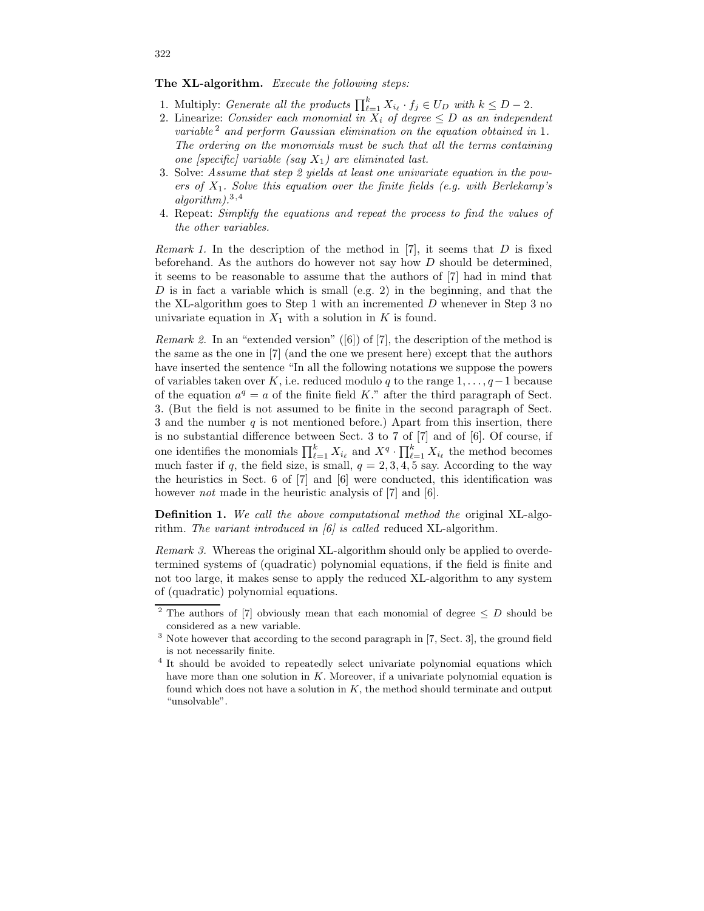**The XL-algorithm.** *Execute the following steps:*

1. Multiply: *Generate all the products* $\prod_{\ell=1}^{k} X_{i_\ell} \cdot f_j \in U_D$ *with* $k \leq D-2$.
2. Linearize: *Consider each monomial in* $X_i$ *of degree* $\leq D$ *as an independent variable*[2] *and perform Gaussian elimination on the equation obtained in* 1. *The ordering on the monomials must be such that all the terms containing one [specific] variable (say* $X_1$*) are eliminated last.*
3. Solve: *Assume that step 2 yields at least one univariate equation in the powers of* $X_1$. *Solve this equation over the finite fields (e.g. with Berlekamp's algorithm).*[3,4]
4. Repeat: *Simplify the equations and repeat the process to find the values of the other variables.*

*Remark 1.* In the description of the method in [7], it seems that $D$ is fixed beforehand. As the authors do however not say how $D$ should be determined, it seems to be reasonable to assume that the authors of [7] had in mind that $D$ is in fact a variable which is small (e.g. 2) in the beginning, and that the the XL-algorithm goes to Step 1 with an incremented $D$ whenever in Step 3 no univariate equation in $X_1$ with a solution in $K$ is found.

*Remark 2.* In an "extended version" ([6]) of [7], the description of the method is the same as the one in [7] (and the one we present here) except that the authors have inserted the sentence "In all the following notations we suppose the powers of variables taken over $K$, i.e. reduced modulo $q$ to the range $1, \ldots, q-1$ because of the equation $a^q = a$ of the finite field $K$." after the third paragraph of Sect. 3. (But the field is not assumed to be finite in the second paragraph of Sect. 3 and the number $q$ is not mentioned before.) Apart from this insertion, there is no substantial difference between Sect. 3 to 7 of [7] and of [6]. Of course, if one identifies the monomials $\prod_{\ell=1}^{k} X_{i_\ell}$ and $X^q \cdot \prod_{\ell=1}^{k} X_{i_\ell}$ the method becomes much faster if $q$, the field size, is small, $q = 2, 3, 4, 5$ say. According to the way the heuristics in Sect. 6 of [7] and [6] were conducted, this identification was however *not* made in the heuristic analysis of [7] and [6].

**Definition 1.** *We call the above computational method the* original XL-algorithm. *The variant introduced in [6] is called* reduced XL-algorithm.

*Remark 3.* Whereas the original XL-algorithm should only be applied to overdetermined systems of (quadratic) polynomial equations, if the field is finite and not too large, it makes sense to apply the reduced XL-algorithm to any system of (quadratic) polynomial equations.

---

[2] The authors of [7] obviously mean that each monomial of degree $\leq D$ should be considered as a new variable.

[3] Note however that according to the second paragraph in [7, Sect. 3], the ground field is not necessarily finite.

[4] It should be avoided to repeatedly select univariate polynomial equations which have more than one solution in $K$. Moreover, if a univariate polynomial equation is found which does not have a solution in $K$, the method should terminate and output "unsolvable".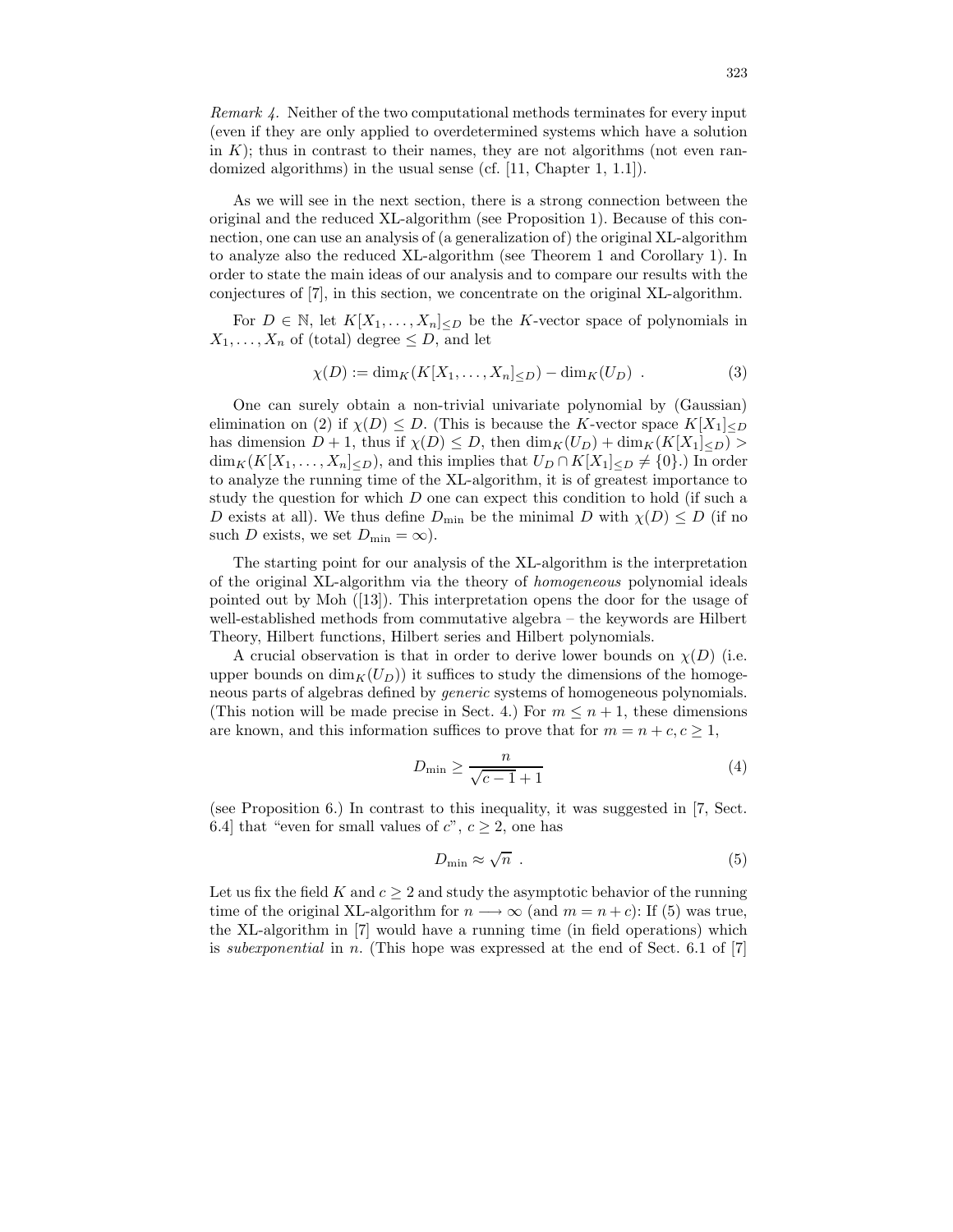*Remark 4.* Neither of the two computational methods terminates for every input (even if they are only applied to overdetermined systems which have a solution in $K$); thus in contrast to their names, they are not algorithms (not even randomized algorithms) in the usual sense (cf. [11, Chapter 1, 1.1]).

As we will see in the next section, there is a strong connection between the original and the reduced XL-algorithm (see Proposition 1). Because of this connection, one can use an analysis of (a generalization of) the original XL-algorithm to analyze also the reduced XL-algorithm (see Theorem 1 and Corollary 1). In order to state the main ideas of our analysis and to compare our results with the conjectures of [7], in this section, we concentrate on the original XL-algorithm.

For $D \in \mathbb{N}$, let $K[X_1, \ldots, X_n]_{\leq D}$ be the $K$-vector space of polynomials in $X_1, \ldots, X_n$ of (total) degree $\leq D$, and let

$$\chi(D) := \dim_K(K[X_1, \ldots, X_n]_{\leq D}) - \dim_K(U_D) \ . \tag{3}$$

One can surely obtain a non-trivial univariate polynomial by (Gaussian) elimination on (2) if $\chi(D) \leq D$. (This is because the $K$-vector space $K[X_1]_{\leq D}$ has dimension $D+1$, thus if $\chi(D) \leq D$, then $\dim_K(U_D) + \dim_K(K[X_1]_{\leq D}) > \dim_K(K[X_1, \ldots, X_n]_{\leq D})$, and this implies that $U_D \cap K[X_1]_{\leq D} \neq \{0\}$.) In order to analyze the running time of the XL-algorithm, it is of greatest importance to study the question for which $D$ one can expect this condition to hold (if such a $D$ exists at all). We thus define $D_{\min}$ be the minimal $D$ with $\chi(D) \leq D$ (if no such $D$ exists, we set $D_{\min} = \infty$).

The starting point for our analysis of the XL-algorithm is the interpretation of the original XL-algorithm via the theory of *homogeneous* polynomial ideals pointed out by Moh ([13]). This interpretation opens the door for the usage of well-established methods from commutative algebra – the keywords are Hilbert Theory, Hilbert functions, Hilbert series and Hilbert polynomials.

A crucial observation is that in order to derive lower bounds on $\chi(D)$ (i.e. upper bounds on $\dim_K(U_D)$) it suffices to study the dimensions of the homogeneous parts of algebras defined by *generic* systems of homogeneous polynomials. (This notion will be made precise in Sect. 4.) For $m \leq n+1$, these dimensions are known, and this information suffices to prove that for $m = n + c, c \geq 1$,

$$D_{\min} \geq \frac{n}{\sqrt{c-1}+1} \tag{4}$$

(see Proposition 6.) In contrast to this inequality, it was suggested in [7, Sect. 6.4] that "even for small values of $c$", $c \geq 2$, one has

$$D_{\min} \approx \sqrt{n} \ . \tag{5}$$

Let us fix the field $K$ and $c \geq 2$ and study the asymptotic behavior of the running time of the original XL-algorithm for $n \longrightarrow \infty$ (and $m = n + c$): If (5) was true, the XL-algorithm in [7] would have a running time (in field operations) which is *subexponential* in $n$. (This hope was expressed at the end of Sect. 6.1 of [7]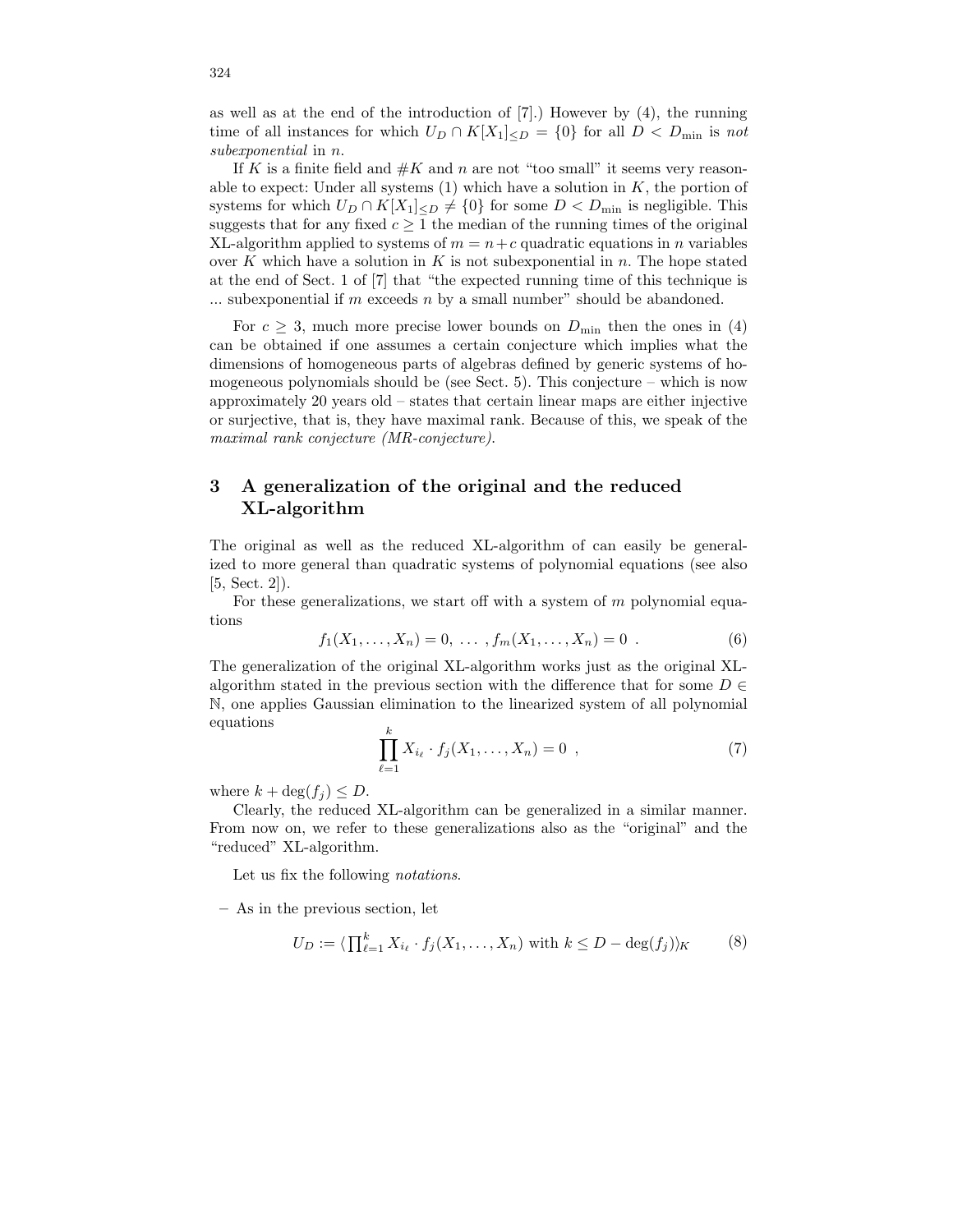as well as at the end of the introduction of [7].) However by (4), the running time of all instances for which $U_D \cap K[X_1]_{\leq D} = \{0\}$ for all $D < D_{\min}$ is *not subexponential* in $n$.

If $K$ is a finite field and $\#K$ and $n$ are not "too small" it seems very reasonable to expect: Under all systems (1) which have a solution in $K$, the portion of systems for which $U_D \cap K[X_1]_{\leq D} \neq \{0\}$ for some $D < D_{\min}$ is negligible. This suggests that for any fixed $c \geq 1$ the median of the running times of the original XL-algorithm applied to systems of $m = n+c$ quadratic equations in $n$ variables over $K$ which have a solution in $K$ is not subexponential in $n$. The hope stated at the end of Sect. 1 of [7] that "the expected running time of this technique is ... subexponential if $m$ exceeds $n$ by a small number" should be abandoned.

For $c \geq 3$, much more precise lower bounds on $D_{\min}$ then the ones in (4) can be obtained if one assumes a certain conjecture which implies what the dimensions of homogeneous parts of algebras defined by generic systems of homogeneous polynomials should be (see Sect. 5). This conjecture – which is now approximately 20 years old – states that certain linear maps are either injective or surjective, that is, they have maximal rank. Because of this, we speak of the *maximal rank conjecture (MR-conjecture)*.

## 3 A generalization of the original and the reduced XL-algorithm

The original as well as the reduced XL-algorithm of can easily be generalized to more general than quadratic systems of polynomial equations (see also [5, Sect. 2]).

For these generalizations, we start off with a system of $m$ polynomial equations

$$f_1(X_1, \ldots, X_n) = 0, \ \ldots \ , f_m(X_1, \ldots, X_n) = 0 \ . \tag{6}$$

The generalization of the original XL-algorithm works just as the original XL-algorithm stated in the previous section with the difference that for some $D \in \mathbb{N}$, one applies Gaussian elimination to the linearized system of all polynomial equations

$$\prod_{\ell=1}^{k} X_{i_\ell} \cdot f_j(X_1, \ldots, X_n) = 0 \ , \tag{7}$$

where $k + \deg(f_j) \leq D$.

Clearly, the reduced XL-algorithm can be generalized in a similar manner. From now on, we refer to these generalizations also as the "original" and the "reduced" XL-algorithm.

Let us fix the following *notations*.

– As in the previous section, let

$$U_D := \langle \textstyle\prod_{\ell=1}^{k} X_{i_\ell} \cdot f_j(X_1, \ldots, X_n) \text{ with } k \leq D - \deg(f_j) \rangle_K \tag{8}$$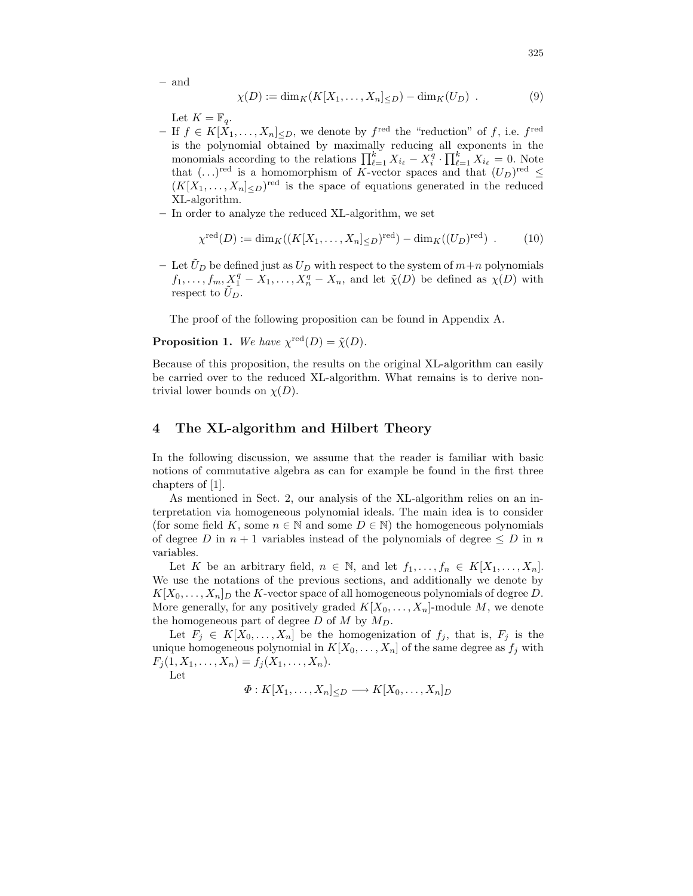– and

$$\chi(D) := \dim_K(K[X_1, \ldots, X_n]_{\leq D}) - \dim_K(U_D) \ . \tag{9}$$

Let $K = \mathbb{F}_q$.

– If $f \in K[X_1, \ldots, X_n]_{\leq D}$, we denote by $f^{\text{red}}$ the "reduction" of $f$, i.e. $f^{\text{red}}$ is the polynomial obtained by maximally reducing all exponents in the monomials according to the relations $\prod_{\ell=1}^{k} X_{i_\ell} - X_i^q \cdot \prod_{\ell=1}^{k} X_{i_\ell} = 0$. Note that $(\ldots)^{\text{red}}$ is a homomorphism of $K$-vector spaces and that $(U_D)^{\text{red}} \leq (K[X_1, \ldots, X_n]_{\leq D})^{\text{red}}$ is the space of equations generated in the reduced XL-algorithm.

– In order to analyze the reduced XL-algorithm, we set

$$\chi^{\text{red}}(D) := \dim_K((K[X_1, \ldots, X_n]_{\leq D})^{\text{red}}) - \dim_K((U_D)^{\text{red}}) \ . \tag{10}$$

– Let $\tilde{U}_D$ be defined just as $U_D$ with respect to the system of $m+n$ polynomials $f_1, \ldots, f_m, X_1^q - X_1, \ldots, X_n^q - X_n$, and let $\tilde{\chi}(D)$ be defined as $\chi(D)$ with respect to $\tilde{U}_D$.

The proof of the following proposition can be found in Appendix A.

**Proposition 1.** *We have* $\chi^{\text{red}}(D) = \tilde{\chi}(D)$.

Because of this proposition, the results on the original XL-algorithm can easily be carried over to the reduced XL-algorithm. What remains is to derive non-trivial lower bounds on $\chi(D)$.

## 4 The XL-algorithm and Hilbert Theory

In the following discussion, we assume that the reader is familiar with basic notions of commutative algebra as can for example be found in the first three chapters of [1].

As mentioned in Sect. 2, our analysis of the XL-algorithm relies on an interpretation via homogeneous polynomial ideals. The main idea is to consider (for some field $K$, some $n \in \mathbb{N}$ and some $D \in \mathbb{N}$) the homogeneous polynomials of degree $D$ in $n+1$ variables instead of the polynomials of degree $\leq D$ in $n$ variables.

Let $K$ be an arbitrary field, $n \in \mathbb{N}$, and let $f_1, \ldots, f_n \in K[X_1, \ldots, X_n]$. We use the notations of the previous sections, and additionally we denote by $K[X_0, \ldots, X_n]_D$ the $K$-vector space of all homogeneous polynomials of degree $D$. More generally, for any positively graded $K[X_0, \ldots, X_n]$-module $M$, we denote the homogeneous part of degree $D$ of $M$ by $M_D$.

Let $F_j \in K[X_0, \ldots, X_n]$ be the homogenization of $f_j$, that is, $F_j$ is the unique homogeneous polynomial in $K[X_0, \ldots, X_n]$ of the same degree as $f_j$ with $F_j(1, X_1, \ldots, X_n) = f_j(X_1, \ldots, X_n)$.

Let

$$\Phi : K[X_1, \ldots, X_n]_{\leq D} \longrightarrow K[X_0, \ldots, X_n]_D$$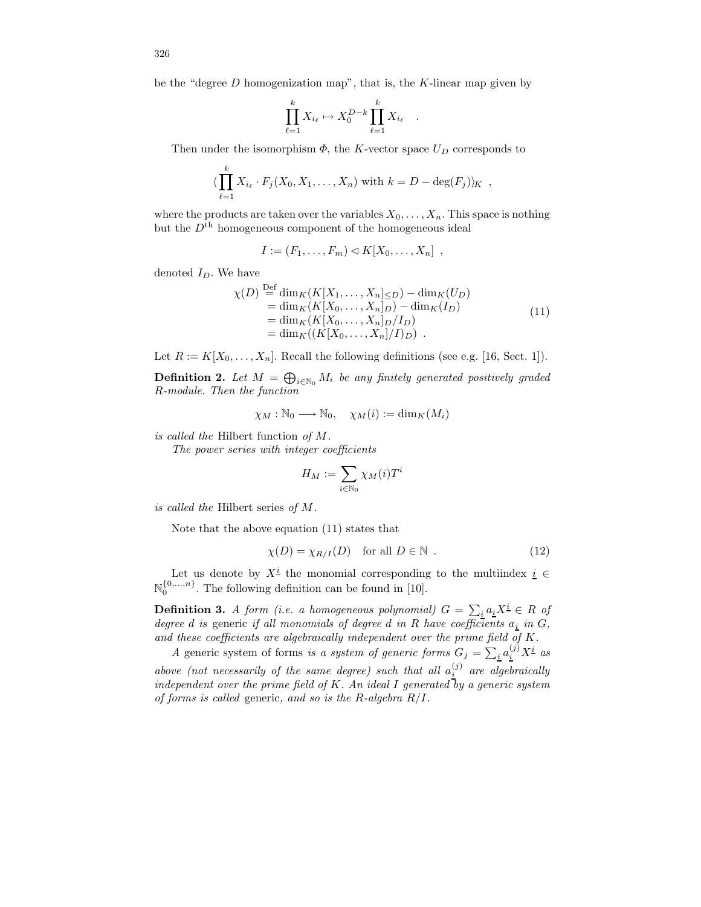be the "degree $D$ homogenization map", that is, the $K$-linear map given by

$$\prod_{\ell=1}^{k} X_{i_\ell} \mapsto X_0^{D-k} \prod_{\ell=1}^{k} X_{i_\ell} \quad .$$

Then under the isomorphism $\Phi$, the $K$-vector space $U_D$ corresponds to

$$\langle \prod_{\ell=1}^{k} X_{i_\ell} \cdot F_j(X_0, X_1, \ldots, X_n) \text{ with } k = D - \deg(F_j) \rangle_K \ ,$$

where the products are taken over the variables $X_0, \ldots, X_n$. This space is nothing but the $D^{\text{th}}$ homogeneous component of the homogeneous ideal

$$I := (F_1, \ldots, F_m) \lhd K[X_0, \ldots, X_n] \ ,$$

denoted $I_D$. We have

$$\begin{aligned} \chi(D) &\overset{\text{Def}}{=} \dim_K(K[X_1, \ldots, X_n]_{\leq D}) - \dim_K(U_D) \\ &= \dim_K(K[X_0, \ldots, X_n]_D) - \dim_K(I_D) \\ &= \dim_K(K[X_0, \ldots, X_n]_D / I_D) \\ &= \dim_K((K[X_0, \ldots, X_n]/I)_D) \ . \end{aligned} \tag{11}$$

Let $R := K[X_0, \ldots, X_n]$. Recall the following definitions (see e.g. [16, Sect. 1]).

**Definition 2.** *Let $M = \bigoplus_{i \in \mathbb{N}_0} M_i$ be any finitely generated positively graded $R$-module. Then the function*

$$\chi_M : \mathbb{N}_0 \longrightarrow \mathbb{N}_0, \quad \chi_M(i) := \dim_K(M_i)$$

*is called the* Hilbert function *of $M$.*

*The power series with integer coefficients*

$$H_M := \sum_{i \in \mathbb{N}_0} \chi_M(i) T^i$$

*is called the* Hilbert series *of $M$.*

Note that the above equation (11) states that

$$\chi(D) = \chi_{R/I}(D) \quad \text{for all } D \in \mathbb{N} \ . \tag{12}$$

Let us denote by $X^{\underline{i}}$ the monomial corresponding to the multiindex $\underline{i} \in \mathbb{N}_0^{\{0,\ldots,n\}}$. The following definition can be found in [10].

**Definition 3.** *A form (i.e. a homogeneous polynomial) $G = \sum_{\underline{i}} a_{\underline{i}} X^{\underline{i}} \in R$ of degree $d$ is* generic *if all monomials of degree $d$ in $R$ have coefficients $a_{\underline{i}}$ in $G$, and these coefficients are algebraically independent over the prime field of $K$.*

*A* generic system of forms *is a system of generic forms $G_j = \sum_{\underline{i}} a_{\underline{i}}^{(j)} X^{\underline{i}}$ as above (not necessarily of the same degree) such that all $a_{\underline{i}}^{(j)}$ are algebraically independent over the prime field of $K$. An ideal $I$ generated by a generic system of forms is called* generic, *and so is the $R$-algebra $R/I$.*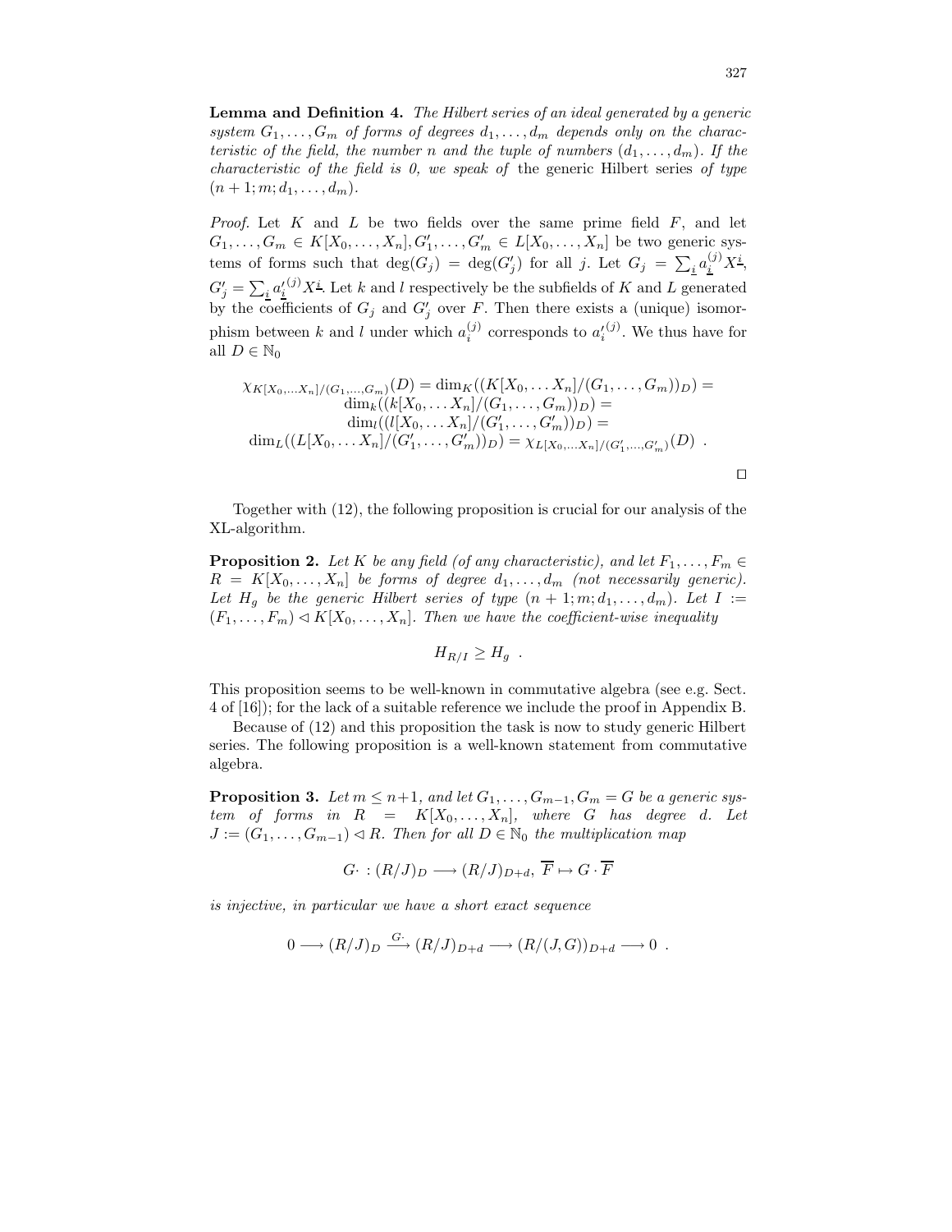**Lemma and Definition 4.** *The Hilbert series of an ideal generated by a generic system $G_1, \ldots, G_m$ of forms of degrees $d_1, \ldots, d_m$ depends only on the characteristic of the field, the number $n$ and the tuple of numbers $(d_1, \ldots, d_m)$. If the characteristic of the field is 0, we speak of* the generic Hilbert series *of type $(n+1; m; d_1, \ldots, d_m)$.*

*Proof.* Let $K$ and $L$ be two fields over the same prime field $F$, and let $G_1, \ldots, G_m \in K[X_0, \ldots, X_n], G'_1, \ldots, G'_m \in L[X_0, \ldots, X_n]$ be two generic systems of forms such that $\deg(G_j) = \deg(G'_j)$ for all $j$. Let $G_j = \sum_{\underline{i}} a_{\underline{i}}^{(j)} X^{\underline{i}}$, $G'_j = \sum_{\underline{i}} a'^{(j)}_{\underline{i}} X^{\underline{i}}$. Let $k$ and $l$ respectively be the subfields of $K$ and $L$ generated by the coefficients of $G_j$ and $G'_j$ over $F$. Then there exists a (unique) isomorphism between $k$ and $l$ under which $a_i^{(j)}$ corresponds to $a'^{(j)}_i$. We thus have for all $D \in \mathbb{N}_0$

$$
\begin{aligned}
\chi_{K[X_0,\ldots X_n]/(G_1,\ldots,G_m)}(D) = \dim_K((K[X_0,\ldots X_n]/(G_1,\ldots,G_m))_D) = \\
\dim_k((k[X_0,\ldots X_n]/(G_1,\ldots,G_m))_D) = \\
\dim_l((l[X_0,\ldots X_n]/(G'_1,\ldots,G'_m))_D) = \\
\dim_L((L[X_0,\ldots X_n]/(G'_1,\ldots,G'_m))_D) = \chi_{L[X_0,\ldots X_n]/(G'_1,\ldots,G'_m)}(D) \ .
\end{aligned}
$$

□

Together with (12), the following proposition is crucial for our analysis of the XL-algorithm.

**Proposition 2.** *Let $K$ be any field (of any characteristic), and let $F_1, \ldots, F_m \in R = K[X_0, \ldots, X_n]$ be forms of degree $d_1, \ldots, d_m$ (not necessarily generic). Let $H_g$ be the generic Hilbert series of type $(n+1; m; d_1, \ldots, d_m)$. Let $I := (F_1, \ldots, F_m) \lhd K[X_0, \ldots, X_n]$. Then we have the coefficient-wise inequality*

$$
H_{R/I} \geq H_g \ .
$$

This proposition seems to be well-known in commutative algebra (see e.g. Sect. 4 of [16]); for the lack of a suitable reference we include the proof in Appendix B.

Because of (12) and this proposition the task is now to study generic Hilbert series. The following proposition is a well-known statement from commutative algebra.

**Proposition 3.** *Let $m \leq n+1$, and let $G_1, \ldots, G_{m-1}, G_m = G$ be a generic system of forms in $R = K[X_0, \ldots, X_n]$, where $G$ has degree $d$. Let $J := (G_1, \ldots, G_{m-1}) \lhd R$. Then for all $D \in \mathbb{N}_0$ the multiplication map*

$$
G\cdot : (R/J)_D \longrightarrow (R/J)_{D+d}, \ \overline{F} \mapsto G \cdot \overline{F}
$$

*is injective, in particular we have a short exact sequence*

$$
0 \longrightarrow (R/J)_D \xrightarrow{G\cdot} (R/J)_{D+d} \longrightarrow (R/(J,G))_{D+d} \longrightarrow 0 \ .
$$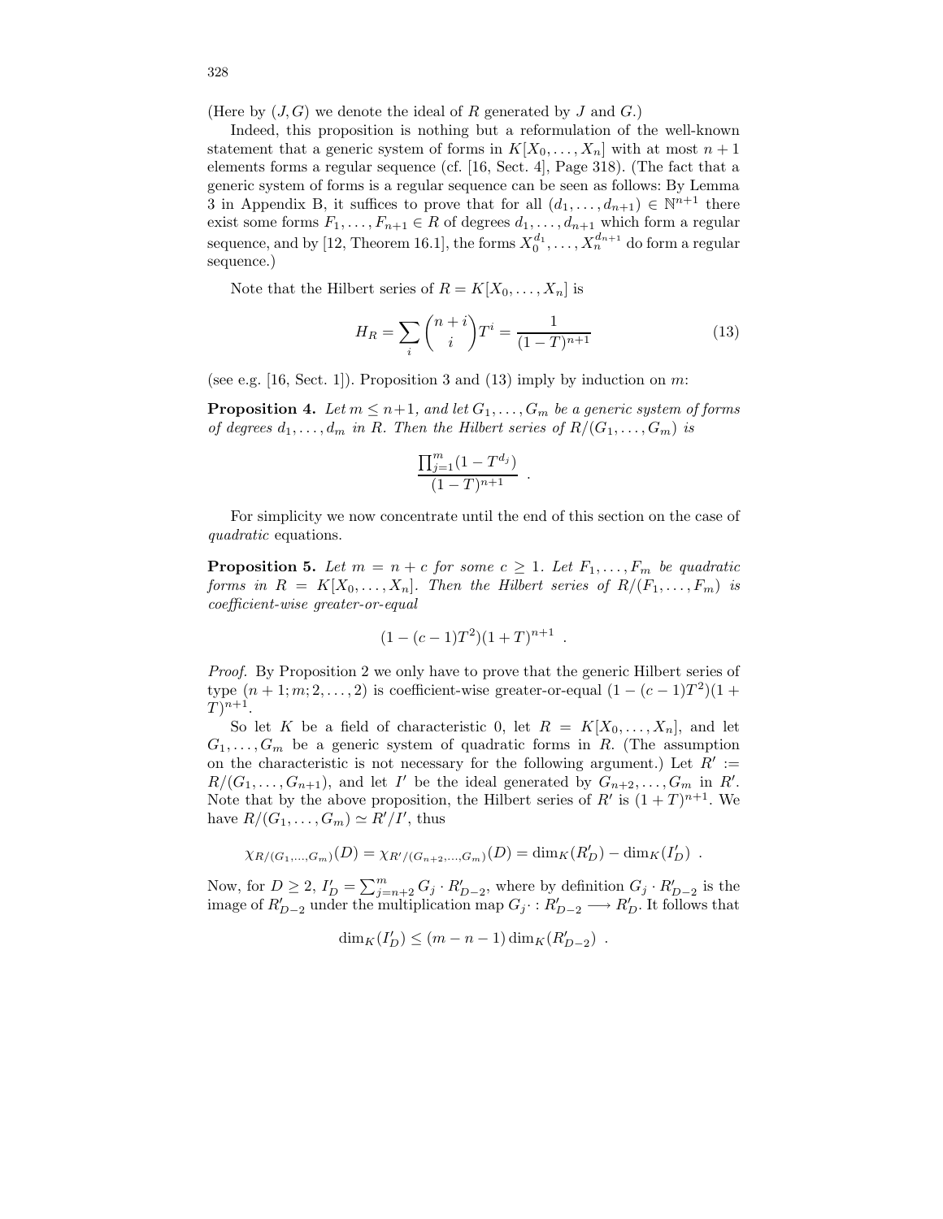(Here by $(J, G)$ we denote the ideal of $R$ generated by $J$ and $G$.)

Indeed, this proposition is nothing but a reformulation of the well-known statement that a generic system of forms in $K[X_0, \ldots, X_n]$ with at most $n+1$ elements forms a regular sequence (cf. [16, Sect. 4], Page 318). (The fact that a generic system of forms is a regular sequence can be seen as follows: By Lemma 3 in Appendix B, it suffices to prove that for all $(d_1, \ldots, d_{n+1}) \in \mathbb{N}^{n+1}$ there exist some forms $F_1, \ldots, F_{n+1} \in R$ of degrees $d_1, \ldots, d_{n+1}$ which form a regular sequence, and by [12, Theorem 16.1], the forms $X_0^{d_1}, \ldots, X_n^{d_{n+1}}$ do form a regular sequence.)

Note that the Hilbert series of $R = K[X_0, \ldots, X_n]$ is

$$H_R = \sum_i \binom{n+i}{i} T^i = \frac{1}{(1-T)^{n+1}} \tag{13}$$

(see e.g. [16, Sect. 1]). Proposition 3 and (13) imply by induction on $m$:

**Proposition 4.** *Let $m \leq n+1$, and let $G_1, \ldots, G_m$ be a generic system of forms of degrees $d_1, \ldots, d_m$ in $R$. Then the Hilbert series of $R/(G_1, \ldots, G_m)$ is*

$$\frac{\prod_{j=1}^{m}(1 - T^{d_j})}{(1-T)^{n+1}} \ .$$

For simplicity we now concentrate until the end of this section on the case of *quadratic* equations.

**Proposition 5.** *Let $m = n + c$ for some $c \geq 1$. Let $F_1, \ldots, F_m$ be quadratic forms in $R = K[X_0, \ldots, X_n]$. Then the Hilbert series of $R/(F_1, \ldots, F_m)$ is coefficient-wise greater-or-equal*

$$(1 - (c-1)T^2)(1+T)^{n+1} \ .$$

*Proof.* By Proposition 2 we only have to prove that the generic Hilbert series of type $(n+1; m; 2, \ldots, 2)$ is coefficient-wise greater-or-equal $(1-(c-1)T^2)(1+T)^{n+1}$.

So let $K$ be a field of characteristic 0, let $R = K[X_0, \ldots, X_n]$, and let $G_1, \ldots, G_m$ be a generic system of quadratic forms in $R$. (The assumption on the characteristic is not necessary for the following argument.) Let $R' := R/(G_1, \ldots, G_{n+1})$, and let $I'$ be the ideal generated by $G_{n+2}, \ldots, G_m$ in $R'$. Note that by the above proposition, the Hilbert series of $R'$ is $(1+T)^{n+1}$. We have $R/(G_1, \ldots, G_m) \simeq R'/I'$, thus

$$\chi_{R/(G_1,\ldots,G_m)}(D) = \chi_{R'/(G_{n+2},\ldots,G_m)}(D) = \dim_K(R'_D) - \dim_K(I'_D) \ .$$

Now, for $D \geq 2$, $I'_D = \sum_{j=n+2}^{m} G_j \cdot R'_{D-2}$, where by definition $G_j \cdot R'_{D-2}$ is the image of $R'_{D-2}$ under the multiplication map $G_j \cdot : R'_{D-2} \longrightarrow R'_D$. It follows that

$$\dim_K(I'_D) \leq (m-n-1)\dim_K(R'_{D-2}) \ .$$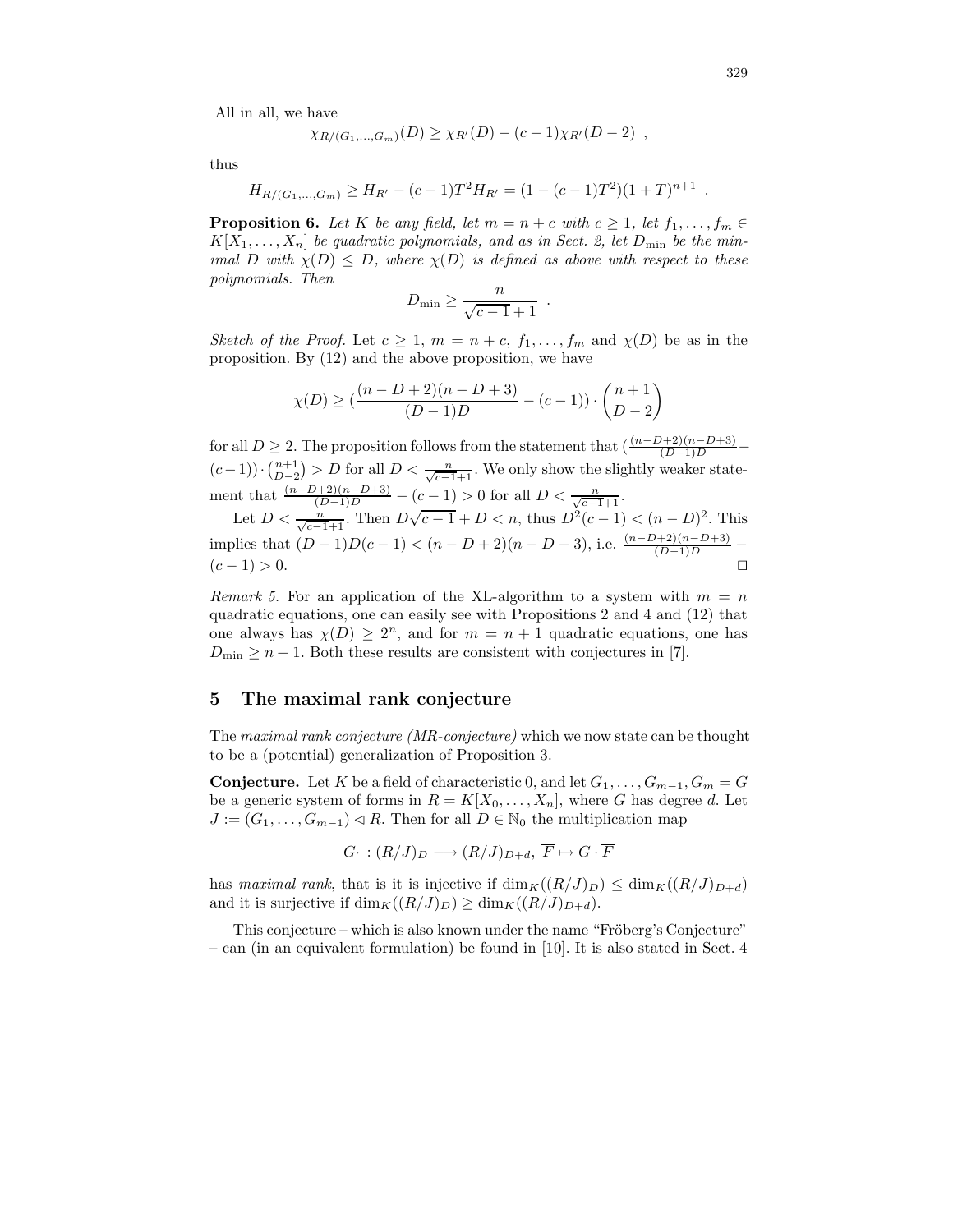All in all, we have

$$\chi_{R/(G_1,\ldots,G_m)}(D) \geq \chi_{R'}(D) - (c-1)\chi_{R'}(D-2) \ ,$$

thus

$$H_{R/(G_1,\ldots,G_m)} \geq H_{R'} - (c-1)T^2 H_{R'} = (1-(c-1)T^2)(1+T)^{n+1} \ .$$

**Proposition 6.** *Let $K$ be any field, let $m = n + c$ with $c \geq 1$, let $f_1, \ldots, f_m \in K[X_1, \ldots, X_n]$ be quadratic polynomials, and as in Sect. 2, let $D_{\min}$ be the minimal $D$ with $\chi(D) \leq D$, where $\chi(D)$ is defined as above with respect to these polynomials. Then*

$$D_{\min} \geq \frac{n}{\sqrt{c-1}+1} \ .$$

*Sketch of the Proof.* Let $c \geq 1$, $m = n + c$, $f_1, \ldots, f_m$ and $\chi(D)$ be as in the proposition. By (12) and the above proposition, we have

$$\chi(D) \geq \left(\frac{(n-D+2)(n-D+3)}{(D-1)D} - (c-1)\right) \cdot \binom{n+1}{D-2}$$

for all $D \geq 2$. The proposition follows from the statement that $\left(\frac{(n-D+2)(n-D+3)}{(D-1)D} - (c-1)\right) \cdot \binom{n+1}{D-2} > D$ for all $D < \frac{n}{\sqrt{c-1}+1}$. We only show the slightly weaker statement that $\frac{(n-D+2)(n-D+3)}{(D-1)D} - (c-1) > 0$ for all $D < \frac{n}{\sqrt{c-1}+1}$.

Let $D < \frac{n}{\sqrt{c-1}+1}$. Then $D\sqrt{c-1} + D < n$, thus $D^2(c-1) < (n-D)^2$. This implies that $(D-1)D(c-1) < (n-D+2)(n-D+3)$, i.e. $\frac{(n-D+2)(n-D+3)}{(D-1)D} - (c-1) > 0$. □

*Remark 5.* For an application of the XL-algorithm to a system with $m = n$ quadratic equations, one can easily see with Propositions 2 and 4 and (12) that one always has $\chi(D) \geq 2^n$, and for $m = n + 1$ quadratic equations, one has $D_{\min} \geq n + 1$. Both these results are consistent with conjectures in [7].

## 5 The maximal rank conjecture

The *maximal rank conjecture (MR-conjecture)* which we now state can be thought to be a (potential) generalization of Proposition 3.

**Conjecture.** Let $K$ be a field of characteristic 0, and let $G_1, \ldots, G_{m-1}, G_m = G$ be a generic system of forms in $R = K[X_0, \ldots, X_n]$, where $G$ has degree $d$. Let $J := (G_1, \ldots, G_{m-1}) \lhd R$. Then for all $D \in \mathbb{N}_0$ the multiplication map

$$G\cdot \ : (R/J)_D \longrightarrow (R/J)_{D+d}, \ \overline{F} \mapsto G \cdot \overline{F}$$

has *maximal rank*, that is it is injective if $\dim_K((R/J)_D) \leq \dim_K((R/J)_{D+d})$ and it is surjective if $\dim_K((R/J)_D) \geq \dim_K((R/J)_{D+d})$.

This conjecture – which is also known under the name "Fröberg's Conjecture" – can (in an equivalent formulation) be found in [10]. It is also stated in Sect. 4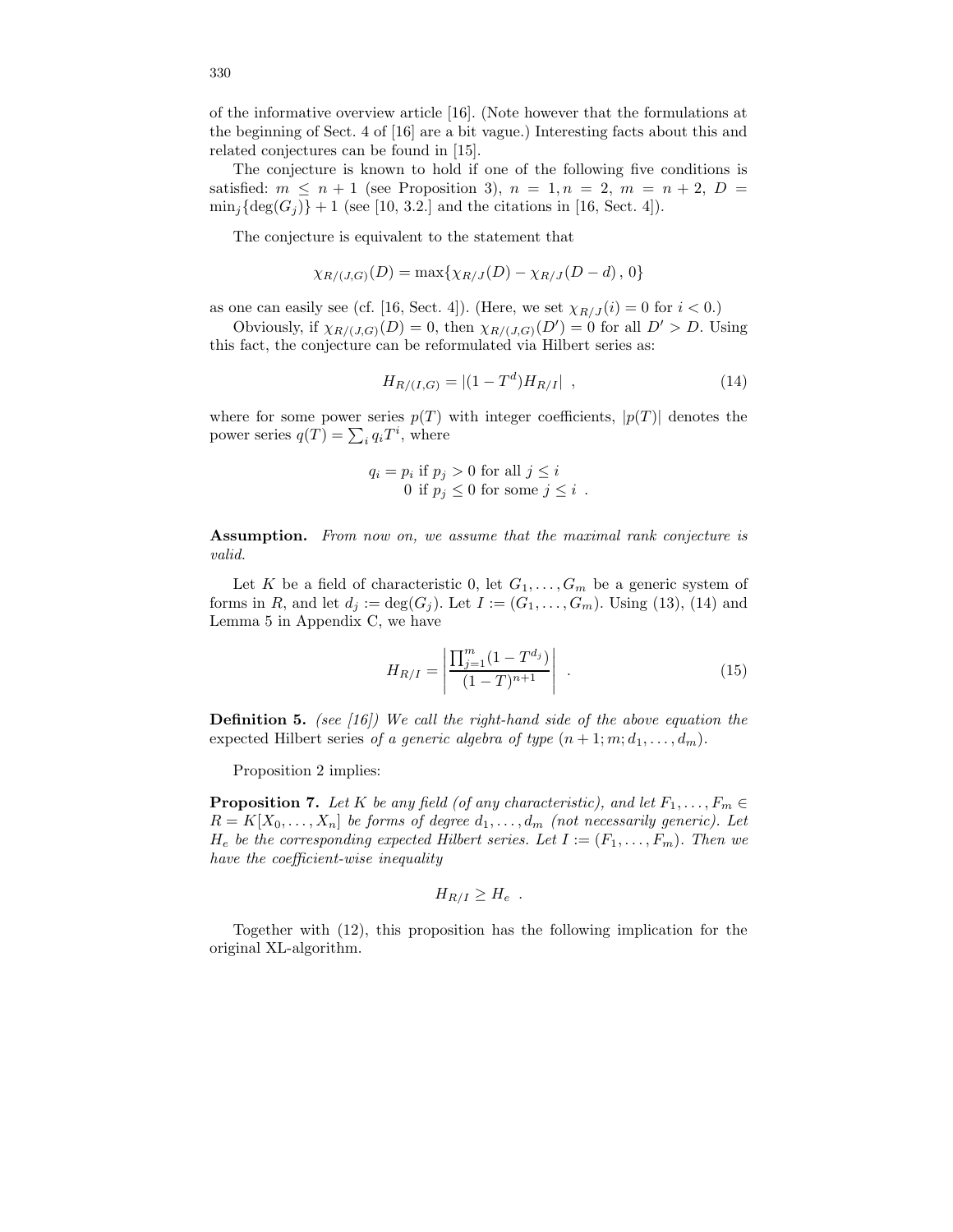of the informative overview article [16]. (Note however that the formulations at the beginning of Sect. 4 of [16] are a bit vague.) Interesting facts about this and related conjectures can be found in [15].

The conjecture is known to hold if one of the following five conditions is satisfied: $m \leq n+1$ (see Proposition 3), $n = 1, n = 2$, $m = n+2$, $D = \min_j\{\deg(G_j)\} + 1$ (see [10, 3.2.] and the citations in [16, Sect. 4]).

The conjecture is equivalent to the statement that

$$\chi_{R/(J,G)}(D) = \max\{\chi_{R/J}(D) - \chi_{R/J}(D-d)\,,\,0\}$$

as one can easily see (cf. [16, Sect. 4]). (Here, we set $\chi_{R/J}(i) = 0$ for $i < 0$.)

Obviously, if $\chi_{R/(J,G)}(D) = 0$, then $\chi_{R/(J,G)}(D') = 0$ for all $D' > D$. Using this fact, the conjecture can be reformulated via Hilbert series as:

$$H_{R/(I,G)} = |(1-T^d)H_{R/I}| \quad , \tag{14}$$

where for some power series $p(T)$ with integer coefficients, $|p(T)|$ denotes the power series $q(T) = \sum_i q_i T^i$, where

$$q_i = \begin{cases} p_i & \text{if } p_j > 0 \text{ for all } j \leq i \\ 0 & \text{if } p_j \leq 0 \text{ for some } j \leq i \end{cases} .$$

**Assumption.** *From now on, we assume that the maximal rank conjecture is valid.*

Let $K$ be a field of characteristic 0, let $G_1, \ldots, G_m$ be a generic system of forms in $R$, and let $d_j := \deg(G_j)$. Let $I := (G_1, \ldots, G_m)$. Using (13), (14) and Lemma 5 in Appendix C, we have

$$H_{R/I} = \left| \frac{\prod_{j=1}^m (1-T^{d_j})}{(1-T)^{n+1}} \right| \quad . \tag{15}$$

**Definition 5.** *(see [16]) We call the right-hand side of the above equation the* expected Hilbert series *of a generic algebra of type $(n+1; m; d_1, \ldots, d_m)$.*

Proposition 2 implies:

**Proposition 7.** *Let $K$ be any field (of any characteristic), and let $F_1, \ldots, F_m \in R = K[X_0, \ldots, X_n]$ be forms of degree $d_1, \ldots, d_m$ (not necessarily generic). Let $H_e$ be the corresponding expected Hilbert series. Let $I := (F_1, \ldots, F_m)$. Then we have the coefficient-wise inequality*

$$H_{R/I} \geq H_e \quad .$$

Together with (12), this proposition has the following implication for the original XL-algorithm.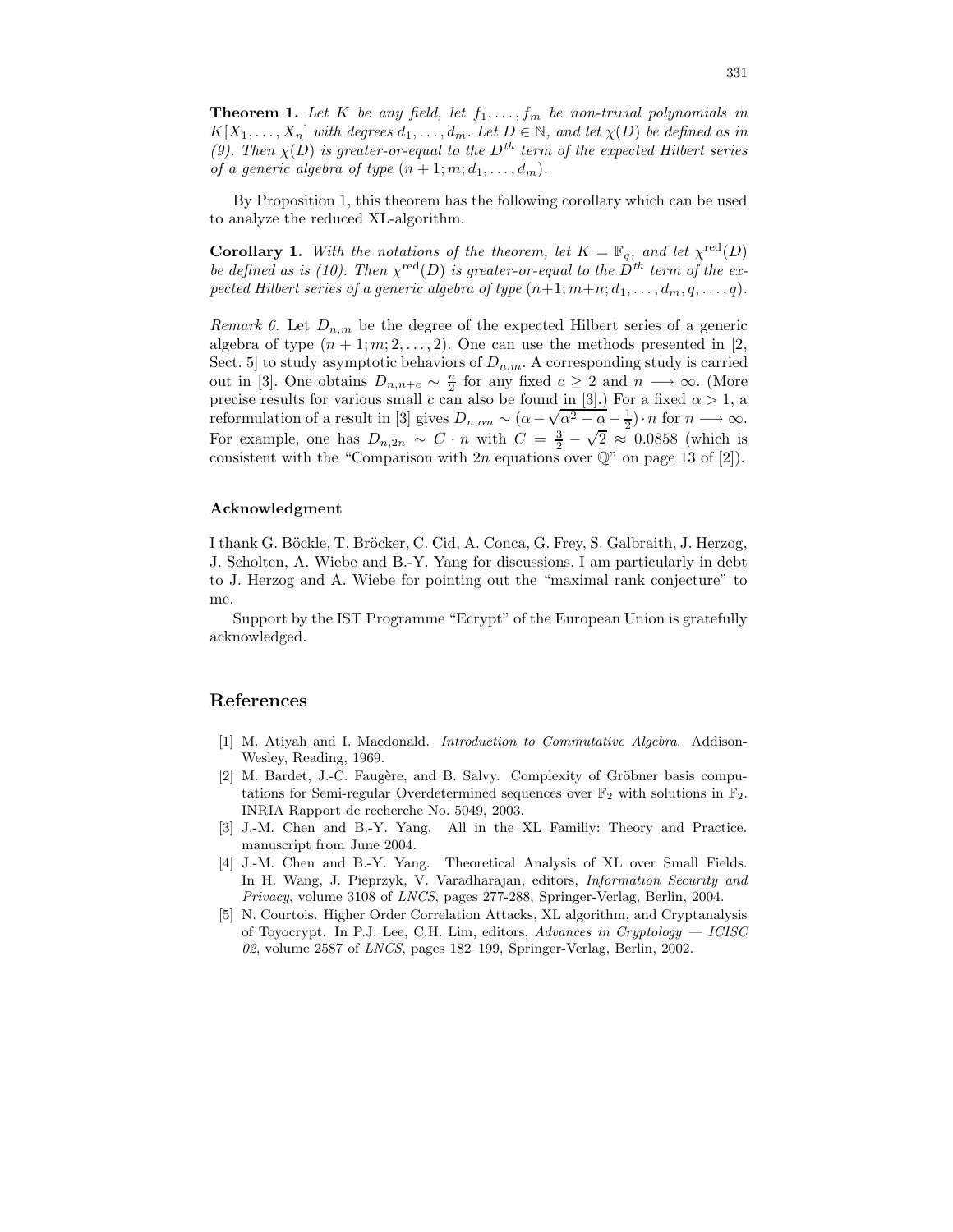**Theorem 1.** *Let $K$ be any field, let $f_1, \ldots, f_m$ be non-trivial polynomials in $K[X_1, \ldots, X_n]$ with degrees $d_1, \ldots, d_m$. Let $D \in \mathbb{N}$, and let $\chi(D)$ be defined as in (9). Then $\chi(D)$ is greater-or-equal to the $D^{th}$ term of the expected Hilbert series of a generic algebra of type $(n+1; m; d_1, \ldots, d_m)$.*

By Proposition 1, this theorem has the following corollary which can be used to analyze the reduced XL-algorithm.

**Corollary 1.** *With the notations of the theorem, let $K = \mathbb{F}_q$, and let $\chi^{\mathrm{red}}(D)$ be defined as is (10). Then $\chi^{\mathrm{red}}(D)$ is greater-or-equal to the $D^{th}$ term of the expected Hilbert series of a generic algebra of type $(n+1; m+n; d_1, \ldots, d_m, q, \ldots, q)$.*

*Remark 6.* Let $D_{n,m}$ be the degree of the expected Hilbert series of a generic algebra of type $(n+1; m; 2, \ldots, 2)$. One can use the methods presented in [2, Sect. 5] to study asymptotic behaviors of $D_{n,m}$. A corresponding study is carried out in [3]. One obtains $D_{n,n+c} \sim \frac{n}{2}$ for any fixed $c \geq 2$ and $n \longrightarrow \infty$. (More precise results for various small $c$ can also be found in [3].) For a fixed $\alpha > 1$, a reformulation of a result in [3] gives $D_{n,\alpha n} \sim (\alpha - \sqrt{\alpha^2 - \alpha} - \frac{1}{2}) \cdot n$ for $n \longrightarrow \infty$. For example, one has $D_{n,2n} \sim C \cdot n$ with $C = \frac{3}{2} - \sqrt{2} \approx 0.0858$ (which is consistent with the "Comparison with $2n$ equations over $\mathbb{Q}$" on page 13 of [2]).

### Acknowledgment

I thank G. Böckle, T. Bröcker, C. Cid, A. Conca, G. Frey, S. Galbraith, J. Herzog, J. Scholten, A. Wiebe and B.-Y. Yang for discussions. I am particularly in debt to J. Herzog and A. Wiebe for pointing out the "maximal rank conjecture" to me.

Support by the IST Programme "Ecrypt" of the European Union is gratefully acknowledged.

## References

[1] M. Atiyah and I. Macdonald. *Introduction to Commutative Algebra*. Addison-Wesley, Reading, 1969.

[2] M. Bardet, J.-C. Faugère, and B. Salvy. Complexity of Gröbner basis computations for Semi-regular Overdetermined sequences over $\mathbb{F}_2$ with solutions in $\mathbb{F}_2$. INRIA Rapport de recherche No. 5049, 2003.

[3] J.-M. Chen and B.-Y. Yang. All in the XL Familiy: Theory and Practice. manuscript from June 2004.

[4] J.-M. Chen and B.-Y. Yang. Theoretical Analysis of XL over Small Fields. In H. Wang, J. Pieprzyk, V. Varadharajan, editors, *Information Security and Privacy*, volume 3108 of *LNCS*, pages 277-288, Springer-Verlag, Berlin, 2004.

[5] N. Courtois. Higher Order Correlation Attacks, XL algorithm, and Cryptanalysis of Toyocrypt. In P.J. Lee, C.H. Lim, editors, *Advances in Cryptology — ICISC 02*, volume 2587 of *LNCS*, pages 182–199, Springer-Verlag, Berlin, 2002.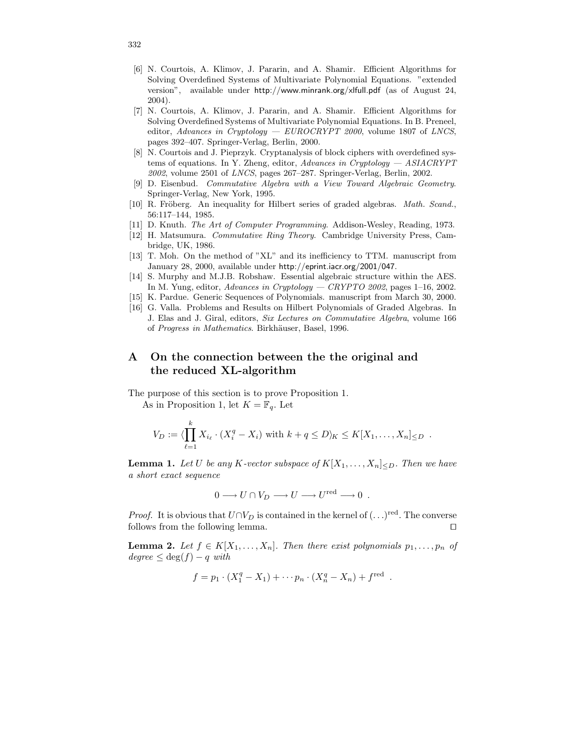[6] N. Courtois, A. Klimov, J. Pararin, and A. Shamir. Efficient Algorithms for Solving Overdefined Systems of Multivariate Polynomial Equations. "extended version", available under http://www.minrank.org/xlfull.pdf (as of August 24, 2004).

[7] N. Courtois, A. Klimov, J. Pararin, and A. Shamir. Efficient Algorithms for Solving Overdefined Systems of Multivariate Polynomial Equations. In B. Preneel, editor, *Advances in Cryptology — EUROCRYPT 2000*, volume 1807 of *LNCS*, pages 392–407. Springer-Verlag, Berlin, 2000.

[8] N. Courtois and J. Pieprzyk. Cryptanalysis of block ciphers with overdefined systems of equations. In Y. Zheng, editor, *Advances in Cryptology — ASIACRYPT 2002*, volume 2501 of *LNCS*, pages 267–287. Springer-Verlag, Berlin, 2002.

[9] D. Eisenbud. *Commutative Algebra with a View Toward Algebraic Geometry.* Springer-Verlag, New York, 1995.

[10] R. Fröberg. An inequality for Hilbert series of graded algebras. *Math. Scand.*, 56:117–144, 1985.

[11] D. Knuth. *The Art of Computer Programming.* Addison-Wesley, Reading, 1973.

[12] H. Matsumura. *Commutative Ring Theory.* Cambridge University Press, Cambridge, UK, 1986.

[13] T. Moh. On the method of "XL" and its inefficiency to TTM. manuscript from January 28, 2000, available under http://eprint.iacr.org/2001/047.

[14] S. Murphy and M.J.B. Robshaw. Essential algebraic structure within the AES. In M. Yung, editor, *Advances in Cryptology — CRYPTO 2002*, pages 1–16, 2002.

[15] K. Pardue. Generic Sequences of Polynomials. manuscript from March 30, 2000.

[16] G. Valla. Problems and Results on Hilbert Polynomials of Graded Algebras. In J. Elas and J. Giral, editors, *Six Lectures on Commutative Algebra*, volume 166 of *Progress in Mathematics*. Birkhäuser, Basel, 1996.

# A On the connection between the the original and the reduced XL-algorithm

The purpose of this section is to prove Proposition 1.

As in Proposition 1, let $K = \mathbb{F}_q$. Let

$$V_D := \langle \prod_{\ell=1}^{k} X_{i_\ell} \cdot (X_i^q - X_i) \text{ with } k + q \leq D \rangle_K \leq K[X_1, \dots, X_n]_{\leq D} \ .$$

**Lemma 1.** *Let $U$ be any $K$-vector subspace of $K[X_1, \dots, X_n]_{\leq D}$. Then we have a short exact sequence*

$$0 \longrightarrow U \cap V_D \longrightarrow U \longrightarrow U^{\text{red}} \longrightarrow 0 \ .$$

*Proof.* It is obvious that $U \cap V_D$ is contained in the kernel of $(\dots)^{\text{red}}$. The converse follows from the following lemma. $\square$

**Lemma 2.** *Let $f \in K[X_1, \dots, X_n]$. Then there exist polynomials $p_1, \dots, p_n$ of degree $\leq \deg(f) - q$ with*

$$f = p_1 \cdot (X_1^q - X_1) + \cdots p_n \cdot (X_n^q - X_n) + f^{\text{red}} \ .$$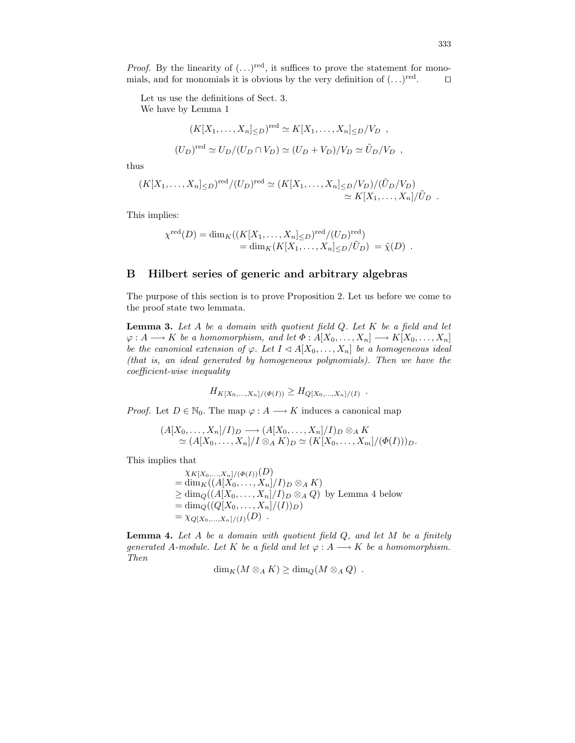*Proof.* By the linearity of $(\ldots)^{\mathrm{red}}$, it suffices to prove the statement for monomials, and for monomials it is obvious by the very definition of $(\ldots)^{\mathrm{red}}$. $\square$

Let us use the definitions of Sect. 3.

We have by Lemma 1

$$(K[X_1,\ldots,X_n]_{\leq D})^{\mathrm{red}} \simeq K[X_1,\ldots,X_n]_{\leq D}/V_D \ ,$$

$$(U_D)^{\mathrm{red}} \simeq U_D/(U_D \cap V_D) \simeq (U_D + V_D)/V_D \simeq \tilde{U}_D/V_D \ ,$$

thus

$$\begin{aligned}(K[X_1,\ldots,X_n]_{\leq D})^{\mathrm{red}}/(U_D)^{\mathrm{red}} &\simeq (K[X_1,\ldots,X_n]_{\leq D}/V_D)/(\tilde{U}_D/V_D) \\ &\simeq K[X_1,\ldots,X_n]/\tilde{U}_D \ .\end{aligned}$$

This implies:

$$\begin{aligned}\chi^{\mathrm{red}}(D) &= \dim_K((K[X_1,\ldots,X_n]_{\leq D})^{\mathrm{red}}/(U_D)^{\mathrm{red}}) \\ &= \dim_K(K[X_1,\ldots,X_n]_{\leq D}/\tilde{U}_D) \ = \tilde{\chi}(D) \ .\end{aligned}$$

## B Hilbert series of generic and arbitrary algebras

The purpose of this section is to prove Proposition 2. Let us before we come to the proof state two lemmata.

**Lemma 3.** *Let $A$ be a domain with quotient field $Q$. Let $K$ be a field and let $\varphi : A \longrightarrow K$ be a homomorphism, and let $\Phi : A[X_0,\ldots,X_n] \longrightarrow K[X_0,\ldots,X_n]$ be the canonical extension of $\varphi$. Let $I \lhd A[X_0,\ldots,X_n]$ be a homogeneous ideal (that is, an ideal generated by homogeneous polynomials). Then we have the coefficient-wise inequality*

$$H_{K[X_0,\ldots,X_n]/(\Phi(I))} \geq H_{Q[X_0,\ldots,X_n]/(I)} \ .$$

*Proof.* Let $D \in \mathbb{N}_0$. The map $\varphi : A \longrightarrow K$ induces a canonical map

$$\begin{aligned}(A[X_0,\ldots,X_n]/I)_D &\longrightarrow (A[X_0,\ldots,X_n]/I)_D \otimes_A K \\ &\simeq (A[X_0,\ldots,X_n]/I \otimes_A K)_D \simeq (K[X_0,\ldots,X_m]/(\Phi(I)))_D.\end{aligned}$$

This implies that

$$\begin{aligned}&\chi_{K[X_0,\ldots,X_n]/(\Phi(I))}(D) \\ &= \dim_K((A[X_0,\ldots,X_n]/I)_D \otimes_A K) \\ &\geq \dim_Q((A[X_0,\ldots,X_n]/I)_D \otimes_A Q) \ \text{ by Lemma 4 below} \\ &= \dim_Q((Q[X_0,\ldots,X_n]/(I))_D) \\ &= \chi_{Q[X_0,\ldots,X_n]/(I)}(D) \ .\end{aligned}$$

**Lemma 4.** *Let $A$ be a domain with quotient field $Q$, and let $M$ be a finitely generated $A$-module. Let $K$ be a field and let $\varphi : A \longrightarrow K$ be a homomorphism. Then*

$$\dim_K(M \otimes_A K) \geq \dim_Q(M \otimes_A Q) \ .$$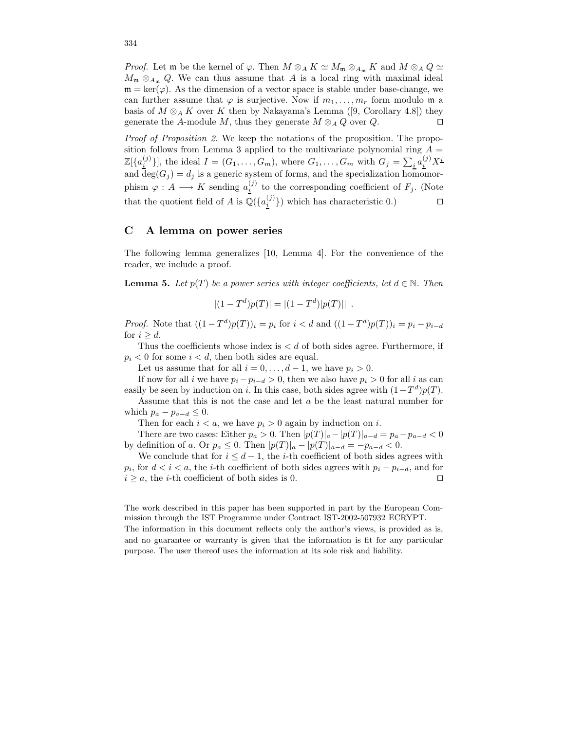*Proof.* Let $\mathfrak{m}$ be the kernel of $\varphi$. Then $M \otimes_A K \simeq M_\mathfrak{m} \otimes_{A_\mathfrak{m}} K$ and $M \otimes_A Q \simeq M_\mathfrak{m} \otimes_{A_\mathfrak{m}} Q$. We can thus assume that $A$ is a local ring with maximal ideal $\mathfrak{m} = \ker(\varphi)$. As the dimension of a vector space is stable under base-change, we can further assume that $\varphi$ is surjective. Now if $m_1, \ldots, m_r$ form modulo $\mathfrak{m}$ a basis of $M \otimes_A K$ over $K$ then by Nakayama's Lemma ([9, Corollary 4.8]) they generate the $A$-module $M$, thus they generate $M \otimes_A Q$ over $Q$. □

*Proof of Proposition 2.* We keep the notations of the proposition. The proposition follows from Lemma 3 applied to the multivariate polynomial ring $A = \mathbb{Z}[\{a_{\underline{i}}^{(j)}\}]$, the ideal $I = (G_1, \ldots, G_m)$, where $G_1, \ldots, G_m$ with $G_j = \sum_{\underline{i}} a_{\underline{i}}^{(j)} X^{\underline{i}}$ and $\deg(G_j) = d_j$ is a generic system of forms, and the specialization homomorphism $\varphi : A \longrightarrow K$ sending $a_{\underline{i}}^{(j)}$ to the corresponding coefficient of $F_j$. (Note that the quotient field of $A$ is $\mathbb{Q}(\{a_{\underline{i}}^{(j)}\})$ which has characteristic 0.) □

## C A lemma on power series

The following lemma generalizes [10, Lemma 4]. For the convenience of the reader, we include a proof.

**Lemma 5.** *Let $p(T)$ be a power series with integer coefficients, let $d \in \mathbb{N}$. Then*

$$|(1 - T^d)p(T)| = |(1 - T^d)|p(T)|| \ .$$

*Proof.* Note that $((1 - T^d)p(T))_i = p_i$ for $i < d$ and $((1 - T^d)p(T))_i = p_i - p_{i-d}$ for $i \geq d$.

Thus the coefficients whose index is $< d$ of both sides agree. Furthermore, if $p_i < 0$ for some $i < d$, then both sides are equal.

Let us assume that for all $i = 0, \ldots, d - 1$, we have $p_i > 0$.

If now for all $i$ we have $p_i - p_{i-d} > 0$, then we also have $p_i > 0$ for all $i$ as can easily be seen by induction on $i$. In this case, both sides agree with $(1 - T^d)p(T)$.

Assume that this is not the case and let $a$ be the least natural number for which $p_a - p_{a-d} \leq 0$.

Then for each $i < a$, we have $p_i > 0$ again by induction on $i$.

There are two cases: Either $p_a > 0$. Then $|p(T)|_a - |p(T)|_{a-d} = p_a - p_{a-d} < 0$ by definition of $a$. Or $p_a \leq 0$. Then $|p(T)|_a - |p(T)|_{a-d} = -p_{a-d} < 0$.

We conclude that for $i \leq d - 1$, the $i$-th coefficient of both sides agrees with $p_i$, for $d < i < a$, the $i$-th coefficient of both sides agrees with $p_i - p_{i-d}$, and for $i \geq a$, the $i$-th coefficient of both sides is 0. □

The work described in this paper has been supported in part by the European Commission through the IST Programme under Contract IST-2002-507932 ECRYPT.
The information in this document reflects only the author's views, is provided as is, and no guarantee or warranty is given that the information is fit for any particular purpose. The user thereof uses the information at its sole risk and liability.